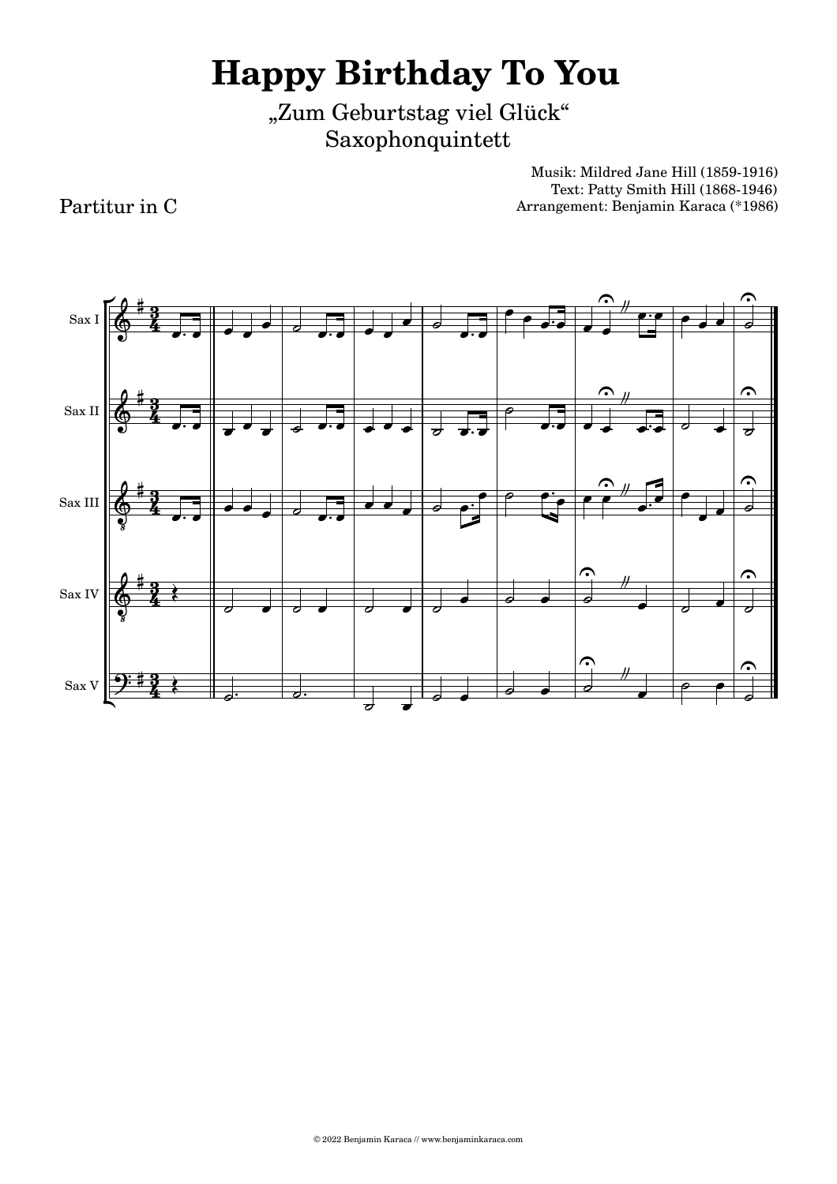# Happy Birthday To You

„Zum Geburtstag viel Glück"
Saxophonquintett

Musik: Mildred Jane Hill (1859-1916)
Text: Patty Smith Hill (1868-1946)
Arrangement: Benjamin Karaca (*1986)

Partitur in C

Sax I

Sax II

Sax III

Sax IV

Sax V

© 2022 Benjamin Karaca // www.benjaminkaraca.com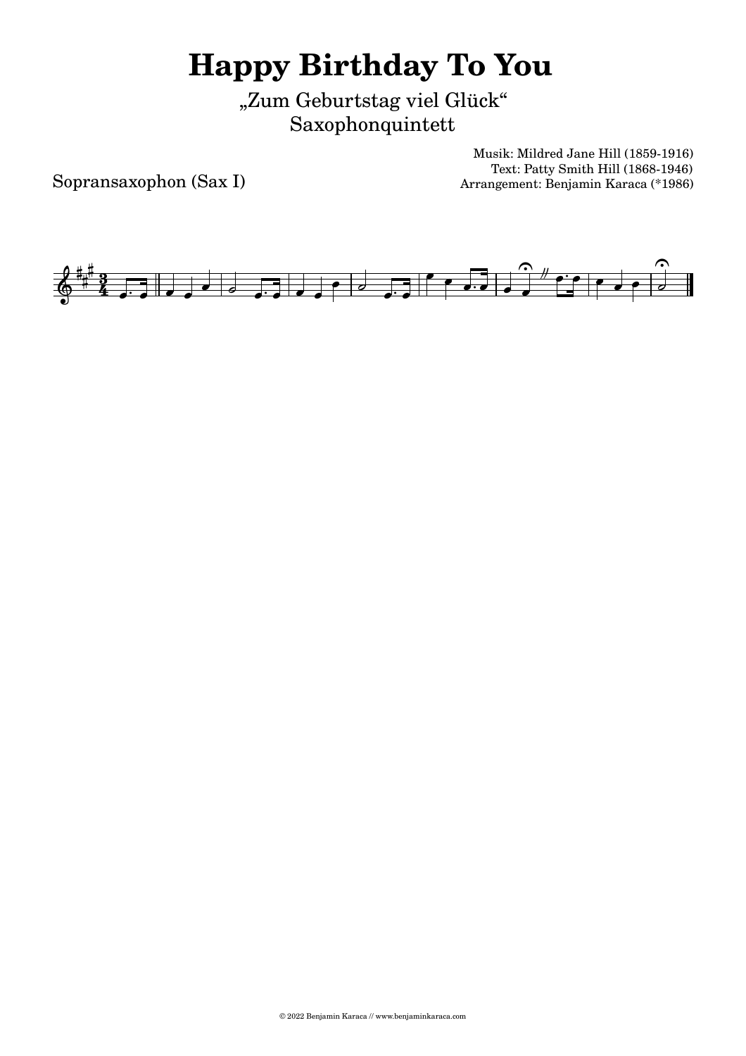# Happy Birthday To You

„Zum Geburtstag viel Glück“
Saxophonquintett

Musik: Mildred Jane Hill (1859-1916)
Text: Patty Smith Hill (1868-1946)
Arrangement: Benjamin Karaca (*1986)

Sopransaxophon (Sax I)

© 2022 Benjamin Karaca // www.benjaminkaraca.com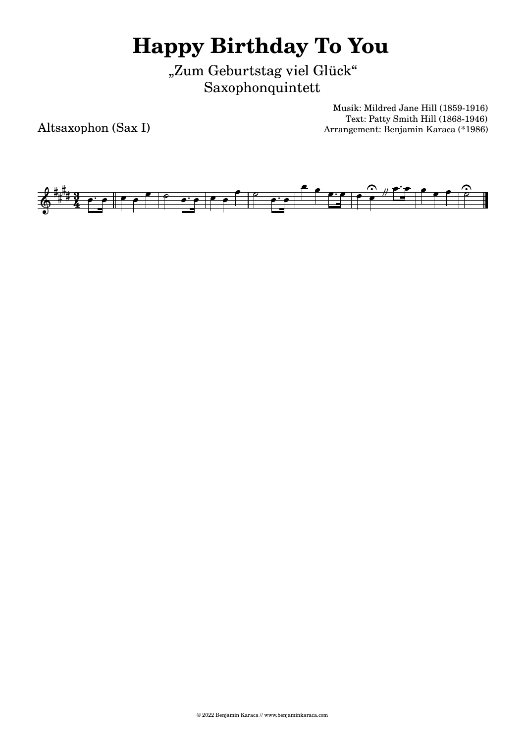# Happy Birthday To You

„Zum Geburtstag viel Glück"
Saxophonquintett

Musik: Mildred Jane Hill (1859-1916)
Text: Patty Smith Hill (1868-1946)
Arrangement: Benjamin Karaca (*1986)

Altsaxophon (Sax I)

© 2022 Benjamin Karaca // www.benjaminkaraca.com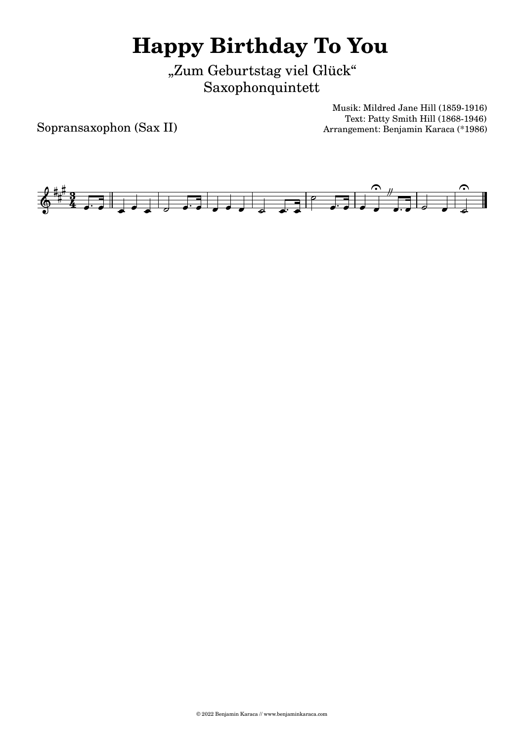# Happy Birthday To You

„Zum Geburtstag viel Glück“
Saxophonquintett

Musik: Mildred Jane Hill (1859-1916)
Text: Patty Smith Hill (1868-1946)
Arrangement: Benjamin Karaca (*1986)

Sopransaxophon (Sax II)

© 2022 Benjamin Karaca // www.benjaminkaraca.com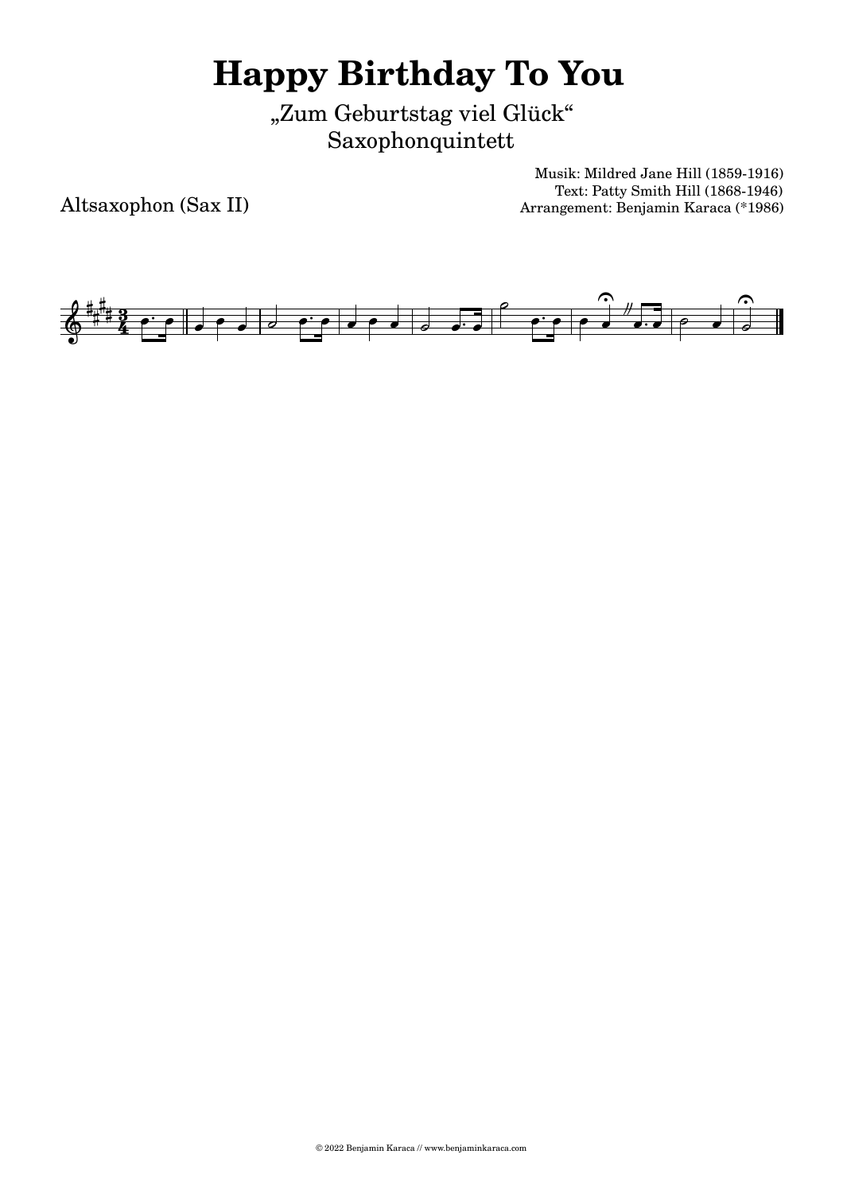# Happy Birthday To You

„Zum Geburtstag viel Glück“
Saxophonquintett

Musik: Mildred Jane Hill (1859-1916)
Text: Patty Smith Hill (1868-1946)
Arrangement: Benjamin Karaca (*1986)

Altsaxophon (Sax II)

© 2022 Benjamin Karaca // www.benjaminkaraca.com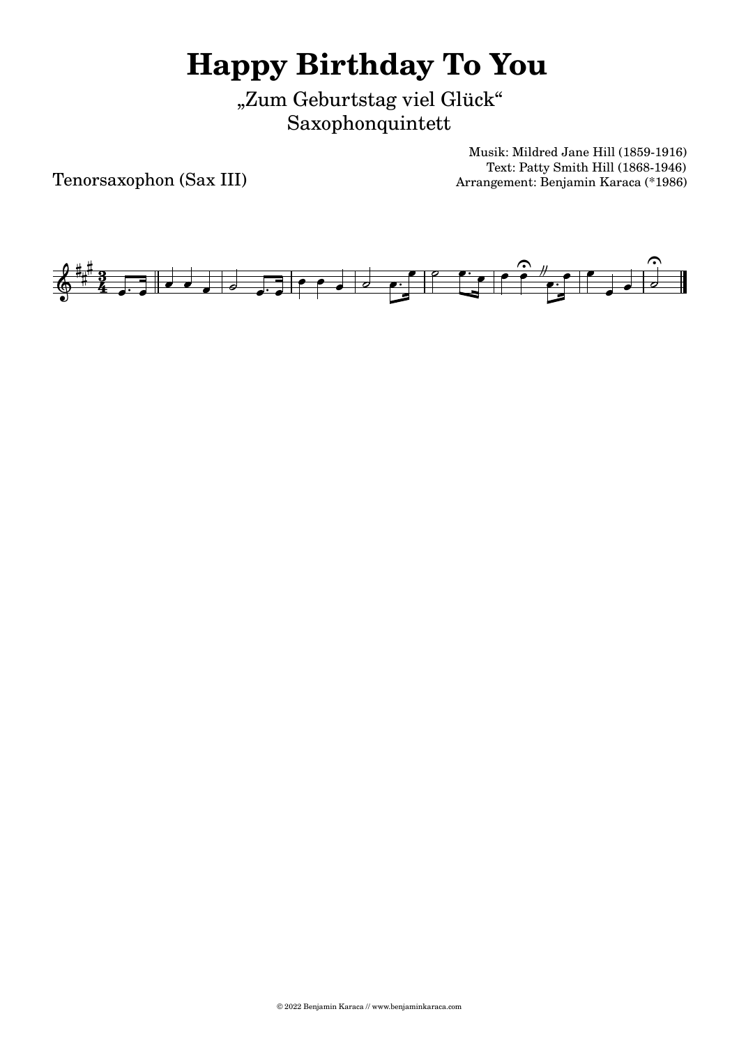# Happy Birthday To You

„Zum Geburtstag viel Glück"
Saxophonquintett

Musik: Mildred Jane Hill (1859-1916)
Text: Patty Smith Hill (1868-1946)
Arrangement: Benjamin Karaca (*1986)

Tenorsaxophon (Sax III)

© 2022 Benjamin Karaca // www.benjaminkaraca.com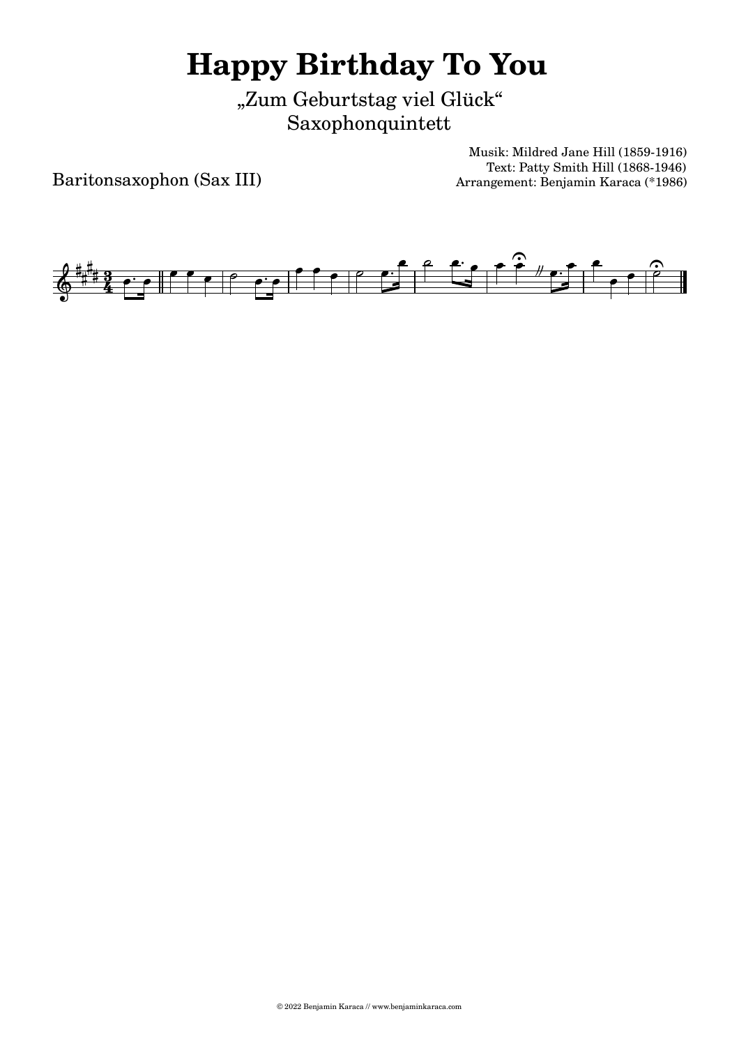# Happy Birthday To You

„Zum Geburtstag viel Glück“
Saxophonquintett

Musik: Mildred Jane Hill (1859-1916)
Text: Patty Smith Hill (1868-1946)
Arrangement: Benjamin Karaca (*1986)

Baritonsaxophon (Sax III)

© 2022 Benjamin Karaca // www.benjaminkaraca.com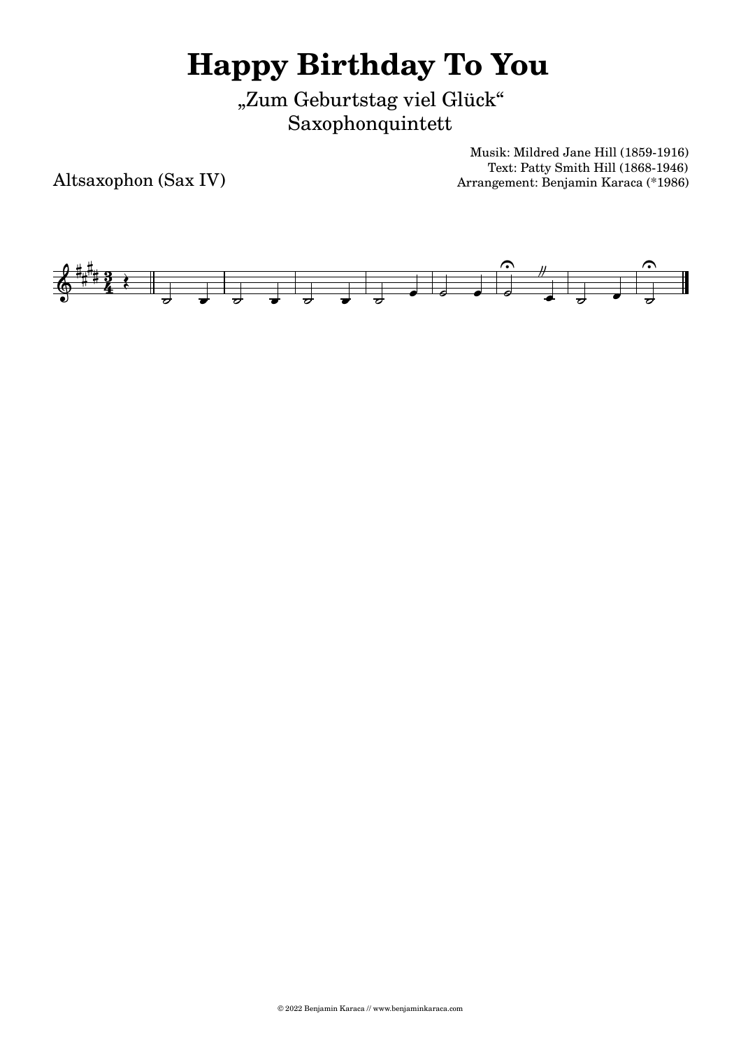# Happy Birthday To You

„Zum Geburtstag viel Glück“
Saxophonquintett

Musik: Mildred Jane Hill (1859-1916)
Text: Patty Smith Hill (1868-1946)
Arrangement: Benjamin Karaca (*1986)

Altsaxophon (Sax IV)

© 2022 Benjamin Karaca // www.benjaminkaraca.com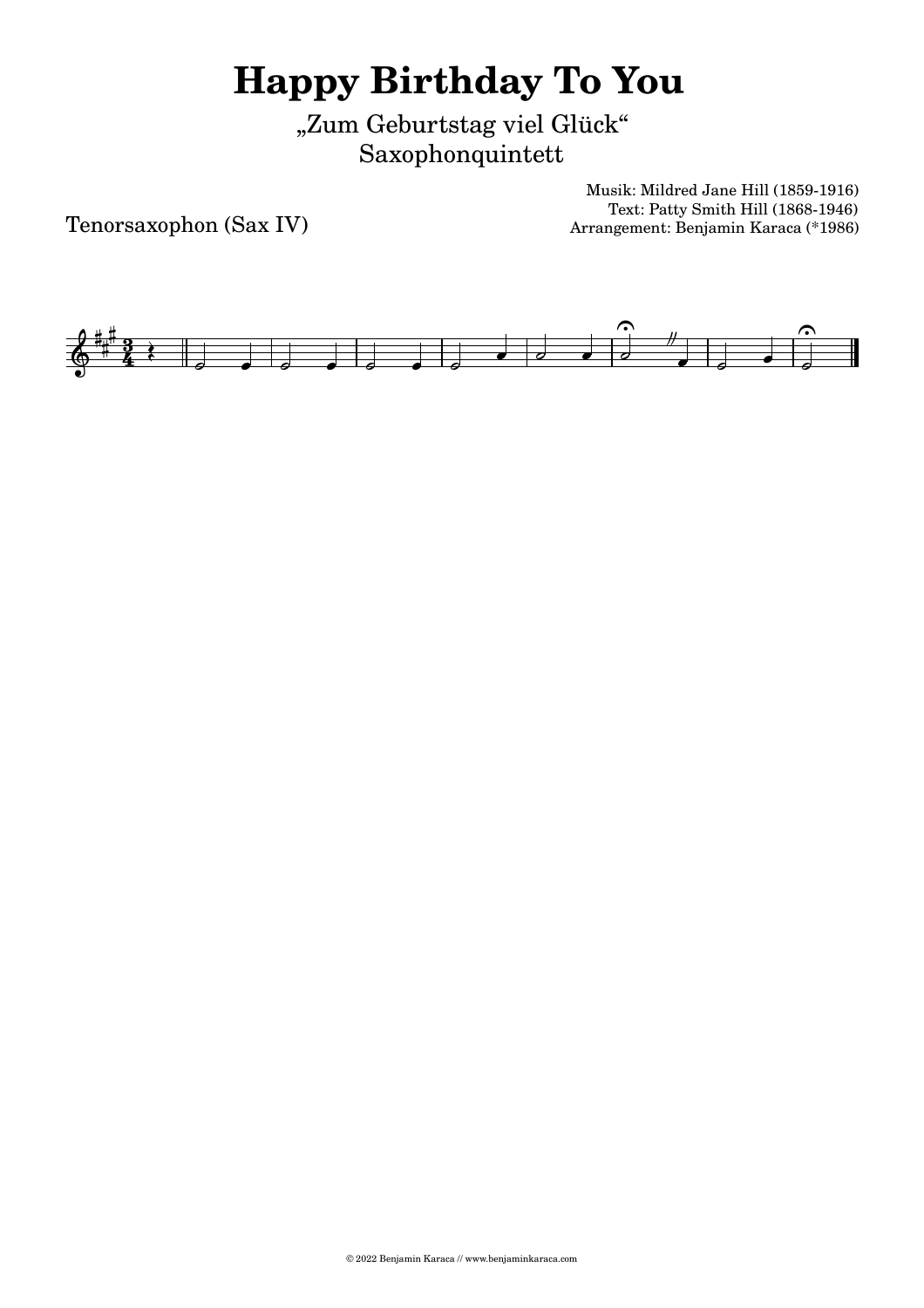# Happy Birthday To You

„Zum Geburtstag viel Glück"
Saxophonquintett

Musik: Mildred Jane Hill (1859-1916)
Text: Patty Smith Hill (1868-1946)
Arrangement: Benjamin Karaca (*1986)

Tenorsaxophon (Sax IV)

© 2022 Benjamin Karaca // www.benjaminkaraca.com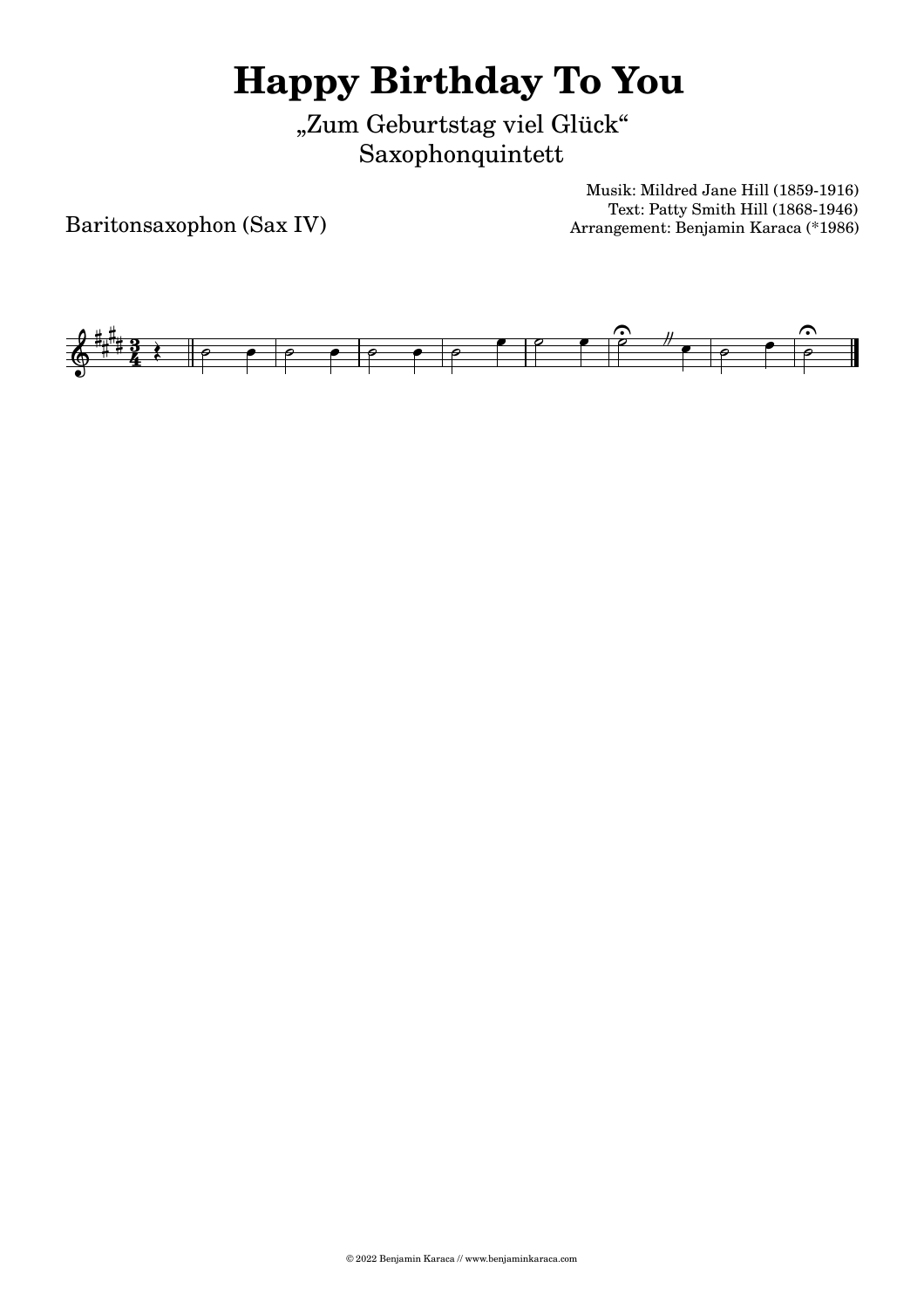# Happy Birthday To You

„Zum Geburtstag viel Glück"
Saxophonquintett

Musik: Mildred Jane Hill (1859-1916)
Text: Patty Smith Hill (1868-1946)
Arrangement: Benjamin Karaca (*1986)

Baritonsaxophon (Sax IV)

© 2022 Benjamin Karaca // www.benjaminkaraca.com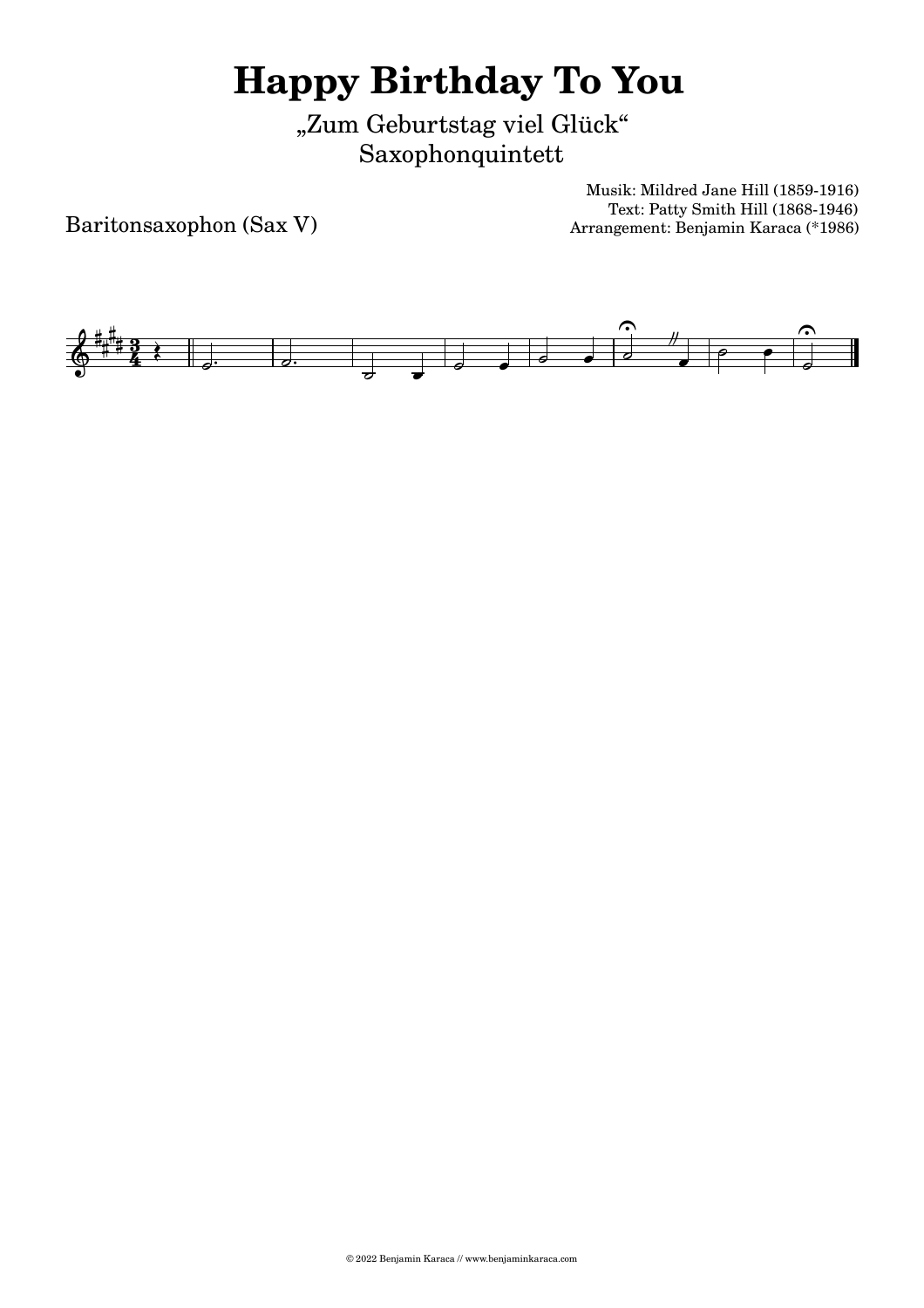# Happy Birthday To You

„Zum Geburtstag viel Glück"
Saxophonquintett

Musik: Mildred Jane Hill (1859-1916)
Text: Patty Smith Hill (1868-1946)
Arrangement: Benjamin Karaca (*1986)

Baritonsaxophon (Sax V)